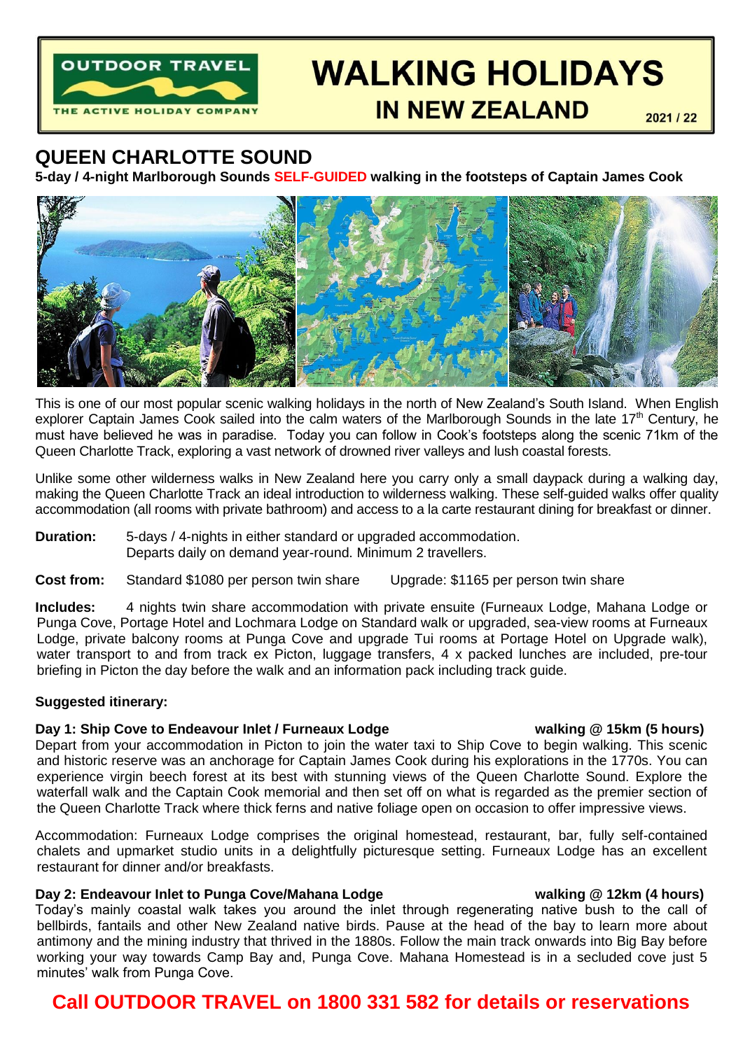OUTDOOR TRAVEL
THE ACTIVE HOLIDAY COMPANY

# WALKING HOLIDAYS IN NEW ZEALAND

2021 / 22

## QUEEN CHARLOTTE SOUND

**5-day / 4-night Marlborough Sounds SELF-GUIDED walking in the footsteps of Captain James Cook**

This is one of our most popular scenic walking holidays in the north of New Zealand's South Island. When English explorer Captain James Cook sailed into the calm waters of the Marlborough Sounds in the late 17th Century, he must have believed he was in paradise. Today you can follow in Cook's footsteps along the scenic 71km of the Queen Charlotte Track, exploring a vast network of drowned river valleys and lush coastal forests.

Unlike some other wilderness walks in New Zealand here you carry only a small daypack during a walking day, making the Queen Charlotte Track an ideal introduction to wilderness walking. These self-guided walks offer quality accommodation (all rooms with private bathroom) and access to a la carte restaurant dining for breakfast or dinner.

**Duration:** 5-days / 4-nights in either standard or upgraded accommodation. Departs daily on demand year-round. Minimum 2 travellers.

**Cost from:** Standard $1080 per person twin share Upgrade: $1165 per person twin share

**Includes:** 4 nights twin share accommodation with private ensuite (Furneaux Lodge, Mahana Lodge or Punga Cove, Portage Hotel and Lochmara Lodge on Standard walk or upgraded, sea-view rooms at Furneaux Lodge, private balcony rooms at Punga Cove and upgrade Tui rooms at Portage Hotel on Upgrade walk), water transport to and from track ex Picton, luggage transfers, 4 x packed lunches are included, pre-tour briefing in Picton the day before the walk and an information pack including track guide.

**Suggested itinerary:**

**Day 1: Ship Cove to Endeavour Inlet / Furneaux Lodge** **walking @ 15km (5 hours)**

Depart from your accommodation in Picton to join the water taxi to Ship Cove to begin walking. This scenic and historic reserve was an anchorage for Captain James Cook during his explorations in the 1770s. You can experience virgin beech forest at its best with stunning views of the Queen Charlotte Sound. Explore the waterfall walk and the Captain Cook memorial and then set off on what is regarded as the premier section of the Queen Charlotte Track where thick ferns and native foliage open on occasion to offer impressive views.

Accommodation: Furneaux Lodge comprises the original homestead, restaurant, bar, fully self-contained chalets and upmarket studio units in a delightfully picturesque setting. Furneaux Lodge has an excellent restaurant for dinner and/or breakfasts.

**Day 2: Endeavour Inlet to Punga Cove/Mahana Lodge** **walking @ 12km (4 hours)**

Today's mainly coastal walk takes you around the inlet through regenerating native bush to the call of bellbirds, fantails and other New Zealand native birds. Pause at the head of the bay to learn more about antimony and the mining industry that thrived in the 1880s. Follow the main track onwards into Big Bay before working your way towards Camp Bay and, Punga Cove. Mahana Homestead is in a secluded cove just 5 minutes' walk from Punga Cove.

**Call OUTDOOR TRAVEL on 1800 331 582 for details or reservations**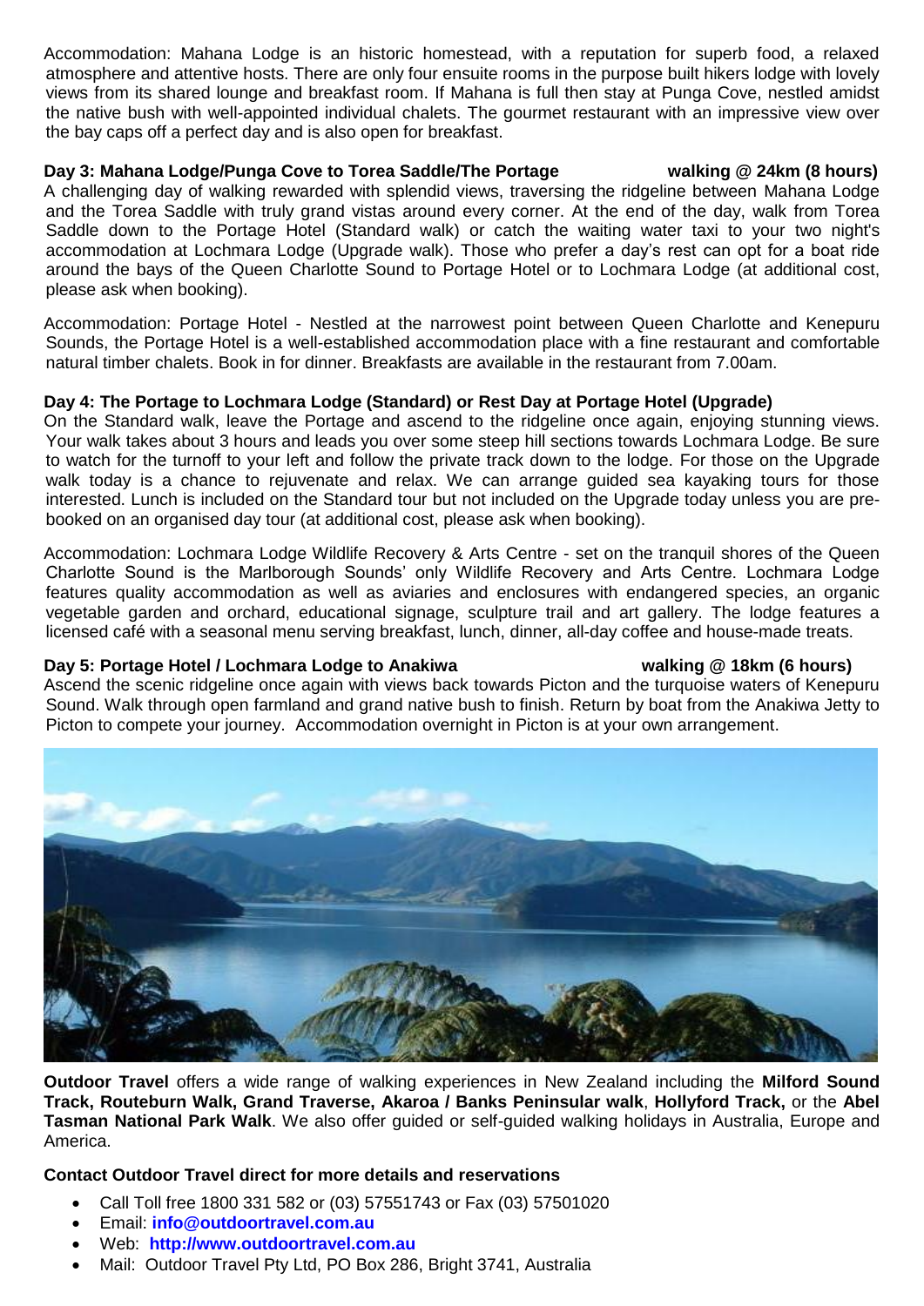Accommodation: Mahana Lodge is an historic homestead, with a reputation for superb food, a relaxed atmosphere and attentive hosts. There are only four ensuite rooms in the purpose built hikers lodge with lovely views from its shared lounge and breakfast room. If Mahana is full then stay at Punga Cove, nestled amidst the native bush with well-appointed individual chalets. The gourmet restaurant with an impressive view over the bay caps off a perfect day and is also open for breakfast.

**Day 3: Mahana Lodge/Punga Cove to Torea Saddle/The Portage walking @ 24km (8 hours)**

A challenging day of walking rewarded with splendid views, traversing the ridgeline between Mahana Lodge and the Torea Saddle with truly grand vistas around every corner. At the end of the day, walk from Torea Saddle down to the Portage Hotel (Standard walk) or catch the waiting water taxi to your two night's accommodation at Lochmara Lodge (Upgrade walk). Those who prefer a day's rest can opt for a boat ride around the bays of the Queen Charlotte Sound to Portage Hotel or to Lochmara Lodge (at additional cost, please ask when booking).

Accommodation: Portage Hotel - Nestled at the narrowest point between Queen Charlotte and Kenepuru Sounds, the Portage Hotel is a well-established accommodation place with a fine restaurant and comfortable natural timber chalets. Book in for dinner. Breakfasts are available in the restaurant from 7.00am.

**Day 4: The Portage to Lochmara Lodge (Standard) or Rest Day at Portage Hotel (Upgrade)**

On the Standard walk, leave the Portage and ascend to the ridgeline once again, enjoying stunning views. Your walk takes about 3 hours and leads you over some steep hill sections towards Lochmara Lodge. Be sure to watch for the turnoff to your left and follow the private track down to the lodge. For those on the Upgrade walk today is a chance to rejuvenate and relax. We can arrange guided sea kayaking tours for those interested. Lunch is included on the Standard tour but not included on the Upgrade today unless you are pre-booked on an organised day tour (at additional cost, please ask when booking).

Accommodation: Lochmara Lodge Wildlife Recovery & Arts Centre - set on the tranquil shores of the Queen Charlotte Sound is the Marlborough Sounds' only Wildlife Recovery and Arts Centre. Lochmara Lodge features quality accommodation as well as aviaries and enclosures with endangered species, an organic vegetable garden and orchard, educational signage, sculpture trail and art gallery. The lodge features a licensed café with a seasonal menu serving breakfast, lunch, dinner, all-day coffee and house-made treats.

**Day 5: Portage Hotel / Lochmara Lodge to Anakiwa walking @ 18km (6 hours)**

Ascend the scenic ridgeline once again with views back towards Picton and the turquoise waters of Kenepuru Sound. Walk through open farmland and grand native bush to finish. Return by boat from the Anakiwa Jetty to Picton to compete your journey. Accommodation overnight in Picton is at your own arrangement.

**Outdoor Travel** offers a wide range of walking experiences in New Zealand including the **Milford Sound Track, Routeburn Walk, Grand Traverse, Akaroa / Banks Peninsular walk**, **Hollyford Track,** or the **Abel Tasman National Park Walk**. We also offer guided or self-guided walking holidays in Australia, Europe and America.

**Contact Outdoor Travel direct for more details and reservations**

- Call Toll free 1800 331 582 or (03) 57551743 or Fax (03) 57501020
- Email: **info@outdoortravel.com.au**
- Web: **http://www.outdoortravel.com.au**
- Mail: Outdoor Travel Pty Ltd, PO Box 286, Bright 3741, Australia